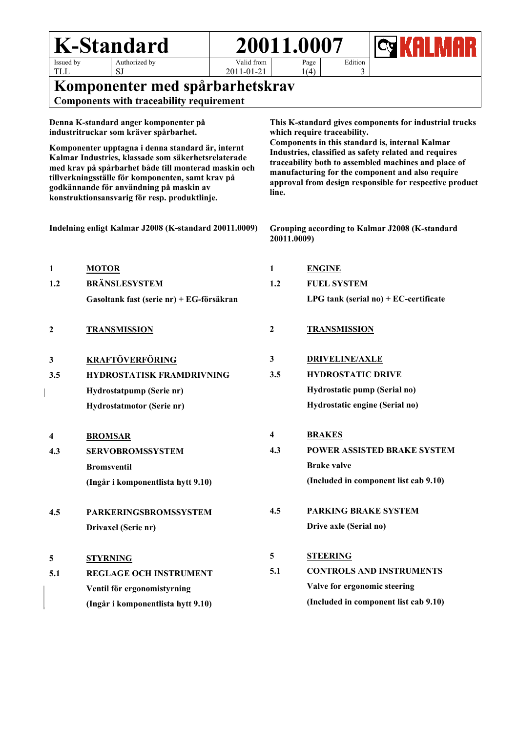| K-Standard | | 20011.0007 | | | KALMAR |
|---|---|---|---|---|---|
| Issued by TLL | Authorized by SJ | Valid from 2011-01-21 | Page 1(4) | Edition 3 | |

# Komponenter med spårbarhetskrav

**Components with traceability requirement**

**Denna K-standard anger komponenter på industritruckar som kräver spårbarhet.**

**Komponenter upptagna i denna standard är, internt Kalmar Industries, klassade som säkerhetsrelaterade med krav på spårbarhet både till monterad maskin och tillverkningsställe för komponenten, samt krav på godkännande för användning på maskin av konstruktionsansvarig för resp. produktlinje.**

**This K-standard gives components for industrial trucks which require traceability.**
**Components in this standard is, internal Kalmar Industries, classified as safety related and requires traceability both to assembled machines and place of manufacturing for the component and also require approval from design responsible for respective product line.**

**Indelning enligt Kalmar J2008 (K-standard 20011.0009)**

**Grouping according to Kalmar J2008 (K-standard 20011.0009)**

| | | | |
|---|---|---|---|
| **1** | **MOTOR** | **1** | **ENGINE** |
| **1.2** | **BRÄNSLESYSTEM** | **1.2** | **FUEL SYSTEM** |
| | **Gasoltank fast (serie nr) + EG-försäkran** | | **LPG tank (serial no) + EC-certificate** |
| **2** | **TRANSMISSION** | **2** | **TRANSMISSION** |
| **3** | **KRAFTÖVERFÖRING** | **3** | **DRIVELINE/AXLE** |
| **3.5** | **HYDROSTATISK FRAMDRIVNING** | **3.5** | **HYDROSTATIC DRIVE** |
| | **Hydrostatpump (Serie nr)** | | **Hydrostatic pump (Serial no)** |
| | **Hydrostatmotor (Serie nr)** | | **Hydrostatic engine (Serial no)** |
| **4** | **BROMSAR** | **4** | **BRAKES** |
| **4.3** | **SERVOBROMSSYSTEM** | **4.3** | **POWER ASSISTED BRAKE SYSTEM** |
| | **Bromsventil** | | **Brake valve** |
| | **(Ingår i komponentlista hytt 9.10)** | | **(Included in component list cab 9.10)** |
| **4.5** | **PARKERINGSBROMSSYSTEM** | **4.5** | **PARKING BRAKE SYSTEM** |
| | **Drivaxel (Serie nr)** | | **Drive axle (Serial no)** |
| **5** | **STYRNING** | **5** | **STEERING** |
| **5.1** | **REGLAGE OCH INSTRUMENT** | **5.1** | **CONTROLS AND INSTRUMENTS** |
| | **Ventil för ergonomistyrning** | | **Valve for ergonomic steering** |
| | **(Ingår i komponentlista hytt 9.10)** | | **(Included in component list cab 9.10)** |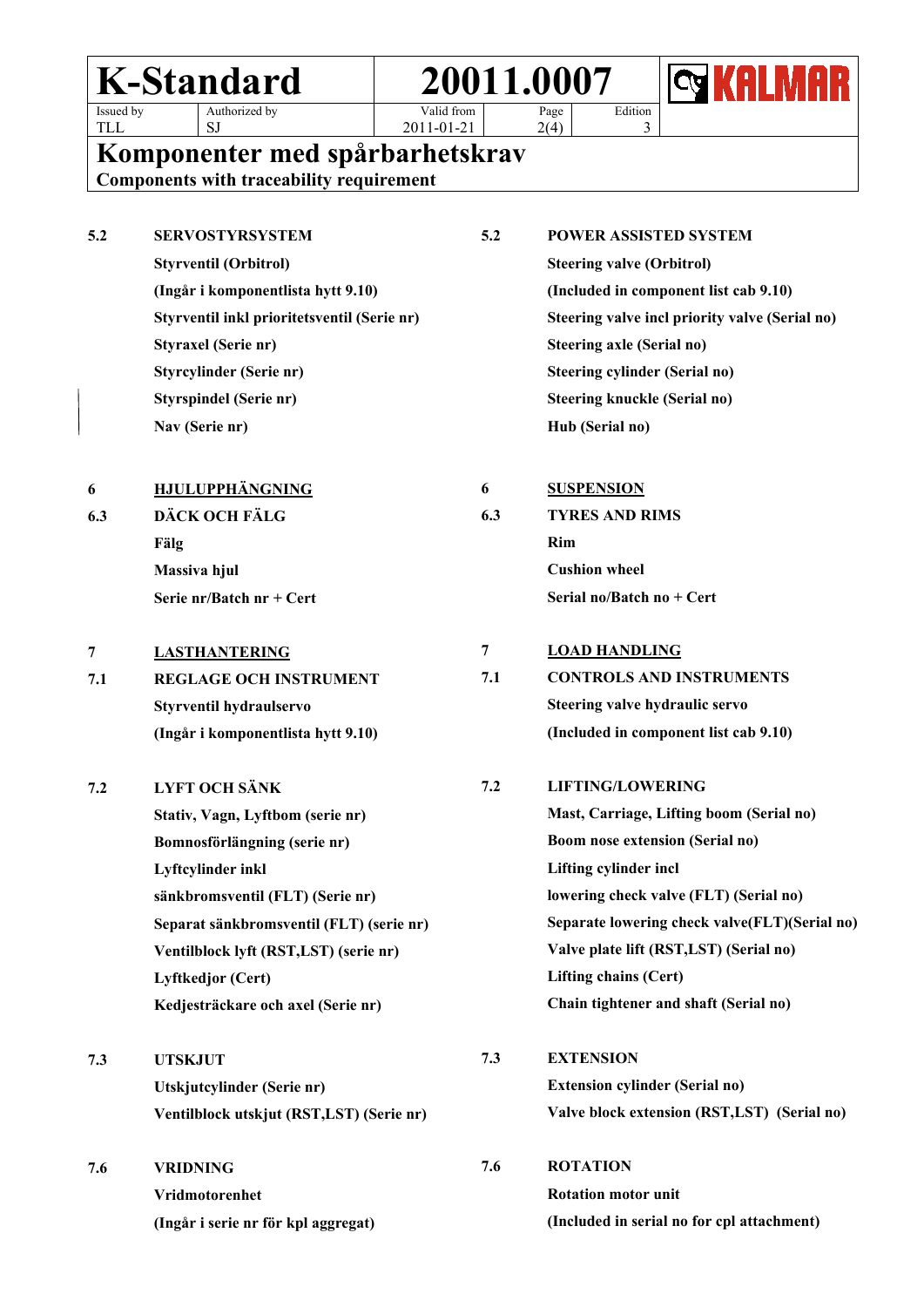| | | | |
|---|---|---|---|
| **5.2** | **SERVOSTYRSYSTEM** | **5.2** | **POWER ASSISTED SYSTEM** |
| | **Styrventil (Orbitrol)** | | **Steering valve (Orbitrol)** |
| | **(Ingår i komponentlista hytt 9.10)** | | **(Included in component list cab 9.10)** |
| | **Styrventil inkl prioritetsventil (Serie nr)** | | **Steering valve incl priority valve (Serial no)** |
| | **Styraxel (Serie nr)** | | **Steering axle (Serial no)** |
| | **Styrcylinder (Serie nr)** | | **Steering cylinder (Serial no)** |
| | **Styrspindel (Serie nr)** | | **Steering knuckle (Serial no)** |
| | **Nav (Serie nr)** | | **Hub (Serial no)** |
| | | | |
| **6** | **<u>HJULUPPHÄNGNING</u>** | **6** | **<u>SUSPENSION</u>** |
| **6.3** | **DÄCK OCH FÄLG** | **6.3** | **TYRES AND RIMS** |
| | **Fälg** | | **Rim** |
| | **Massiva hjul** | | **Cushion wheel** |
| | **Serie nr/Batch nr + Cert** | | **Serial no/Batch no + Cert** |
| | | | |
| **7** | **<u>LASTHANTERING</u>** | **7** | **<u>LOAD HANDLING</u>** |
| **7.1** | **REGLAGE OCH INSTRUMENT** | **7.1** | **CONTROLS AND INSTRUMENTS** |
| | **Styrventil hydraulservo** | | **Steering valve hydraulic servo** |
| | **(Ingår i komponentlista hytt 9.10)** | | **(Included in component list cab 9.10)** |
| | | | |
| **7.2** | **LYFT OCH SÄNK** | **7.2** | **LIFTING/LOWERING** |
| | **Stativ, Vagn, Lyftbom (serie nr)** | | **Mast, Carriage, Lifting boom (Serial no)** |
| | **Bomnosförlängning (serie nr)** | | **Boom nose extension (Serial no)** |
| | **Lyftcylinder inkl** | | **Lifting cylinder incl** |
| | **sänkbromsventil (FLT) (Serie nr)** | | **lowering check valve (FLT) (Serial no)** |
| | **Separat sänkbromsventil (FLT) (serie nr)** | | **Separate lowering check valve(FLT)(Serial no)** |
| | **Ventilblock lyft (RST,LST) (serie nr)** | | **Valve plate lift (RST,LST) (Serial no)** |
| | **Lyftkedjor (Cert)** | | **Lifting chains (Cert)** |
| | **Kedjesträckare och axel (Serie nr)** | | **Chain tightener and shaft (Serial no)** |
| | | | |
| **7.3** | **UTSKJUT** | **7.3** | **EXTENSION** |
| | **Utskjutcylinder (Serie nr)** | | **Extension cylinder (Serial no)** |
| | **Ventilblock utskjut (RST,LST) (Serie nr)** | | **Valve block extension (RST,LST) (Serial no)** |
| | | | |
| **7.6** | **VRIDNING** | **7.6** | **ROTATION** |
| | **Vridmotorenhet** | | **Rotation motor unit** |
| | **(Ingår i serie nr för kpl aggregat)** | | **(Included in serial no for cpl attachment)** |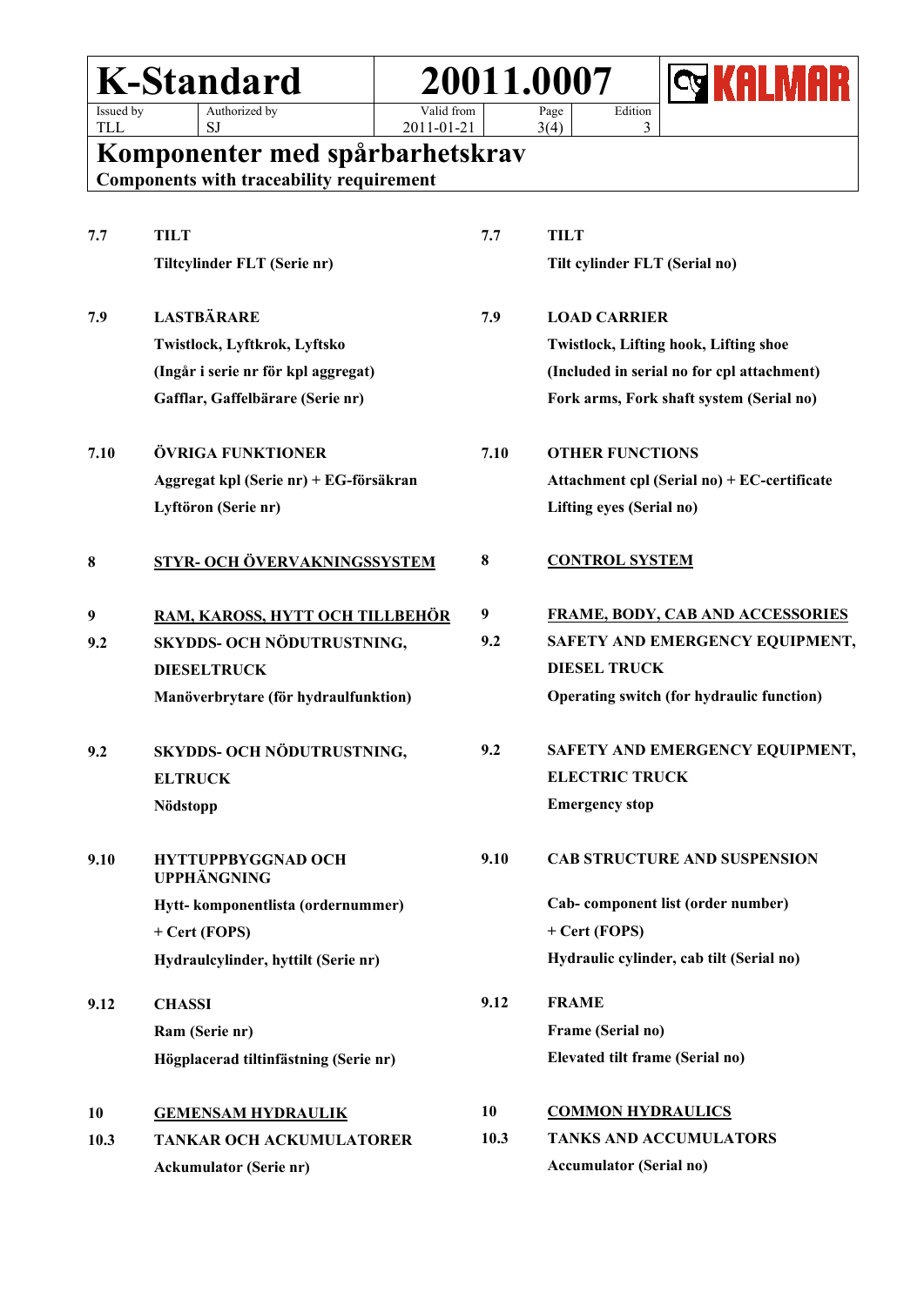| | Svenska | | English |
|---|---|---|---|
| **7.7** | **TILT** | **7.7** | **TILT** |
| | **Tiltcylinder FLT (Serie nr)** | | **Tilt cylinder FLT (Serial no)** |
| **7.9** | **LASTBÄRARE** | **7.9** | **LOAD CARRIER** |
| | **Twistlock, Lyftkrok, Lyftsko** | | **Twistlock, Lifting hook, Lifting shoe** |
| | **(Ingår i serie nr för kpl aggregat)** | | **(Included in serial no for cpl attachment)** |
| | **Gafflar, Gaffelbärare (Serie nr)** | | **Fork arms, Fork shaft system (Serial no)** |
| **7.10** | **ÖVRIGA FUNKTIONER** | **7.10** | **OTHER FUNCTIONS** |
| | **Aggregat kpl (Serie nr) + EG-försäkran** | | **Attachment cpl (Serial no) + EC-certificate** |
| | **Lyftöron (Serie nr)** | | **Lifting eyes (Serial no)** |
| **8** | **<u>STYR- OCH ÖVERVAKNINGSSYSTEM</u>** | **8** | **<u>CONTROL SYSTEM</u>** |
| **9** | **<u>RAM, KAROSS, HYTT OCH TILLBEHÖR</u>** | **9** | **<u>FRAME, BODY, CAB AND ACCESSORIES</u>** |
| **9.2** | **SKYDDS- OCH NÖDUTRUSTNING, DIESELTRUCK** | **9.2** | **SAFETY AND EMERGENCY EQUIPMENT, DIESEL TRUCK** |
| | **Manöverbrytare (för hydraulfunktion)** | | **Operating switch (for hydraulic function)** |
| **9.2** | **SKYDDS- OCH NÖDUTRUSTNING, ELTRUCK** | **9.2** | **SAFETY AND EMERGENCY EQUIPMENT, ELECTRIC TRUCK** |
| | **Nödstopp** | | **Emergency stop** |
| **9.10** | **HYTTUPPBYGGNAD OCH UPPHÄNGNING** | **9.10** | **CAB STRUCTURE AND SUSPENSION** |
| | **Hytt- komponentlista (ordernummer)** | | **Cab- component list (order number)** |
| | **+ Cert (FOPS)** | | **+ Cert (FOPS)** |
| | **Hydraulcylinder, hyttilt (Serie nr)** | | **Hydraulic cylinder, cab tilt (Serial no)** |
| **9.12** | **CHASSI** | **9.12** | **FRAME** |
| | **Ram (Serie nr)** | | **Frame (Serial no)** |
| | **Högplacerad tiltinfästning (Serie nr)** | | **Elevated tilt frame (Serial no)** |
| **10** | **<u>GEMENSAM HYDRAULIK</u>** | **10** | **<u>COMMON HYDRAULICS</u>** |
| **10.3** | **TANKAR OCH ACKUMULATORER** | **10.3** | **TANKS AND ACCUMULATORS** |
| | **Ackumulator (Serie nr)** | | **Accumulator (Serial no)** |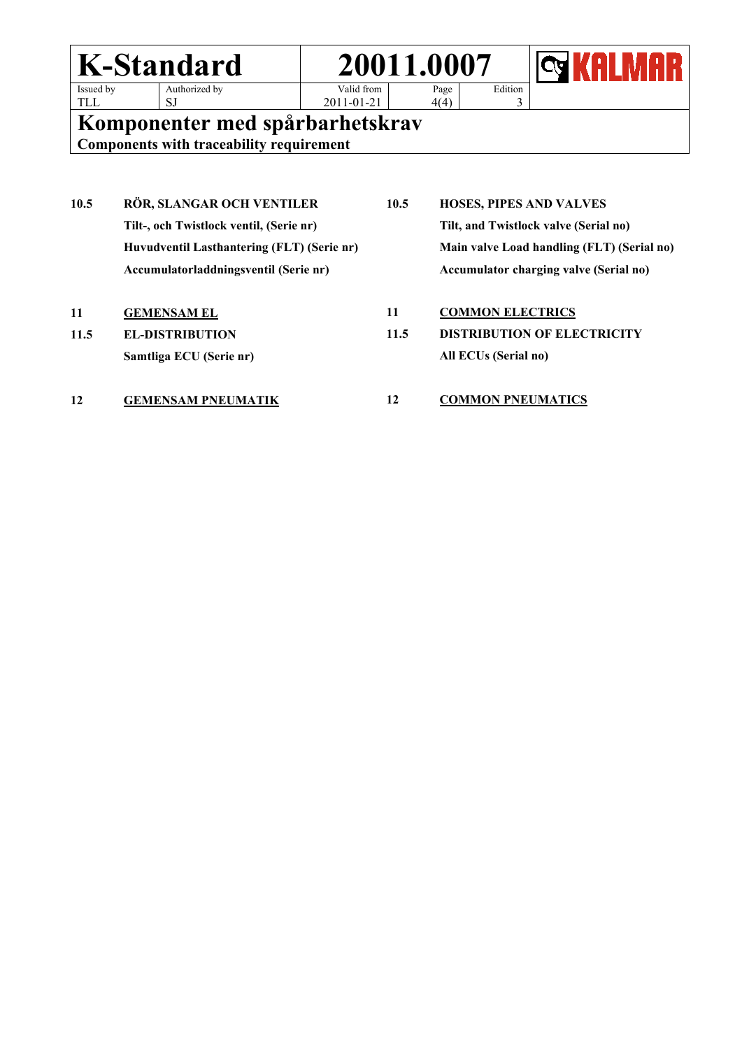**10.5 RÖR, SLANGAR OCH VENTILER**

**Tilt-, och Twistlock ventil, (Serie nr)**

**Huvudventil Lasthantering (FLT) (Serie nr)**

**Accumulatorladdningsventil (Serie nr)**

**10.5 HOSES, PIPES AND VALVES**

**Tilt, and Twistlock valve (Serial no)**

**Main valve Load handling (FLT) (Serial no)**

**Accumulator charging valve (Serial no)**

**11 GEMENSAM EL**

**11 COMMON ELECTRICS**

**11.5 EL-DISTRIBUTION**

**Samtliga ECU (Serie nr)**

**11.5 DISTRIBUTION OF ELECTRICITY**

**All ECUs (Serial no)**

**12 GEMENSAM PNEUMATIK**

**12 COMMON PNEUMATICS**